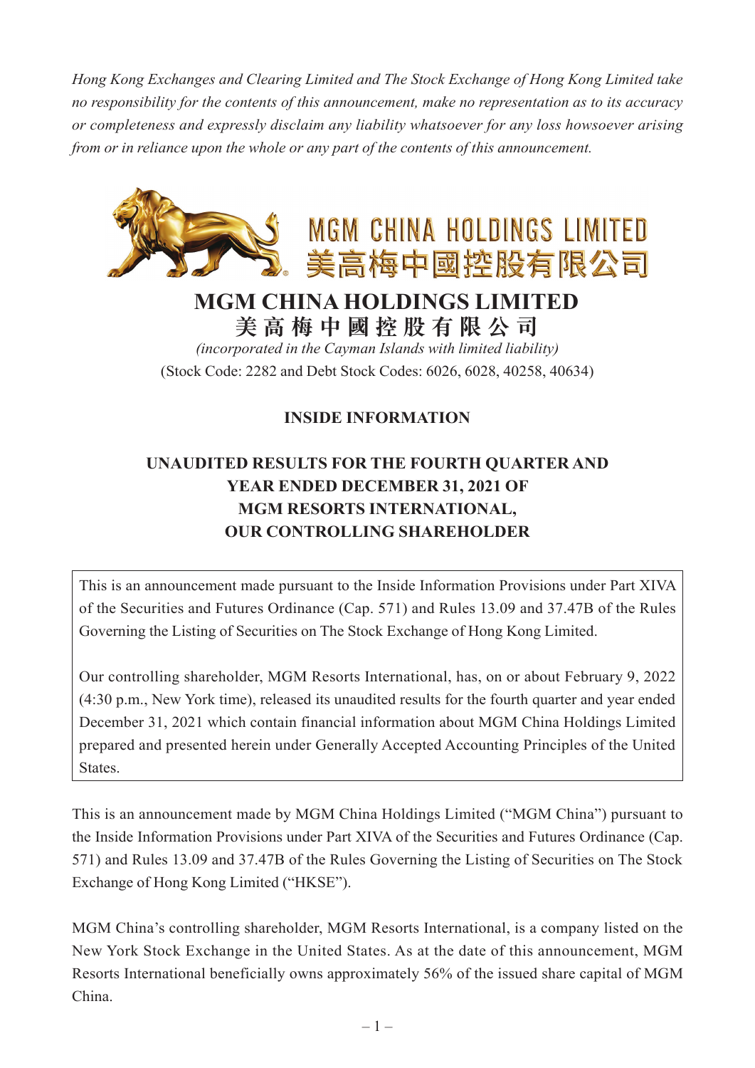*Hong Kong Exchanges and Clearing Limited and The Stock Exchange of Hong Kong Limited take no responsibility for the contents of this announcement, make no representation as to its accuracy or completeness and expressly disclaim any liability whatsoever for any loss howsoever arising from or in reliance upon the whole or any part of the contents of this announcement.*

MGM CHINA HOLDINGS LIMITED
美高梅中國控股有限公司

# MGM CHINA HOLDINGS LIMITED
# 美高梅中國控股有限公司

*(incorporated in the Cayman Islands with limited liability)*

(Stock Code: 2282 and Debt Stock Codes: 6026, 6028, 40258, 40634)

## INSIDE INFORMATION

## UNAUDITED RESULTS FOR THE FOURTH QUARTER AND YEAR ENDED DECEMBER 31, 2021 OF MGM RESORTS INTERNATIONAL, OUR CONTROLLING SHAREHOLDER

This is an announcement made pursuant to the Inside Information Provisions under Part XIVA of the Securities and Futures Ordinance (Cap. 571) and Rules 13.09 and 37.47B of the Rules Governing the Listing of Securities on The Stock Exchange of Hong Kong Limited.

Our controlling shareholder, MGM Resorts International, has, on or about February 9, 2022 (4:30 p.m., New York time), released its unaudited results for the fourth quarter and year ended December 31, 2021 which contain financial information about MGM China Holdings Limited prepared and presented herein under Generally Accepted Accounting Principles of the United States.

This is an announcement made by MGM China Holdings Limited ("MGM China") pursuant to the Inside Information Provisions under Part XIVA of the Securities and Futures Ordinance (Cap. 571) and Rules 13.09 and 37.47B of the Rules Governing the Listing of Securities on The Stock Exchange of Hong Kong Limited ("HKSE").

MGM China's controlling shareholder, MGM Resorts International, is a company listed on the New York Stock Exchange in the United States. As at the date of this announcement, MGM Resorts International beneficially owns approximately 56% of the issued share capital of MGM China.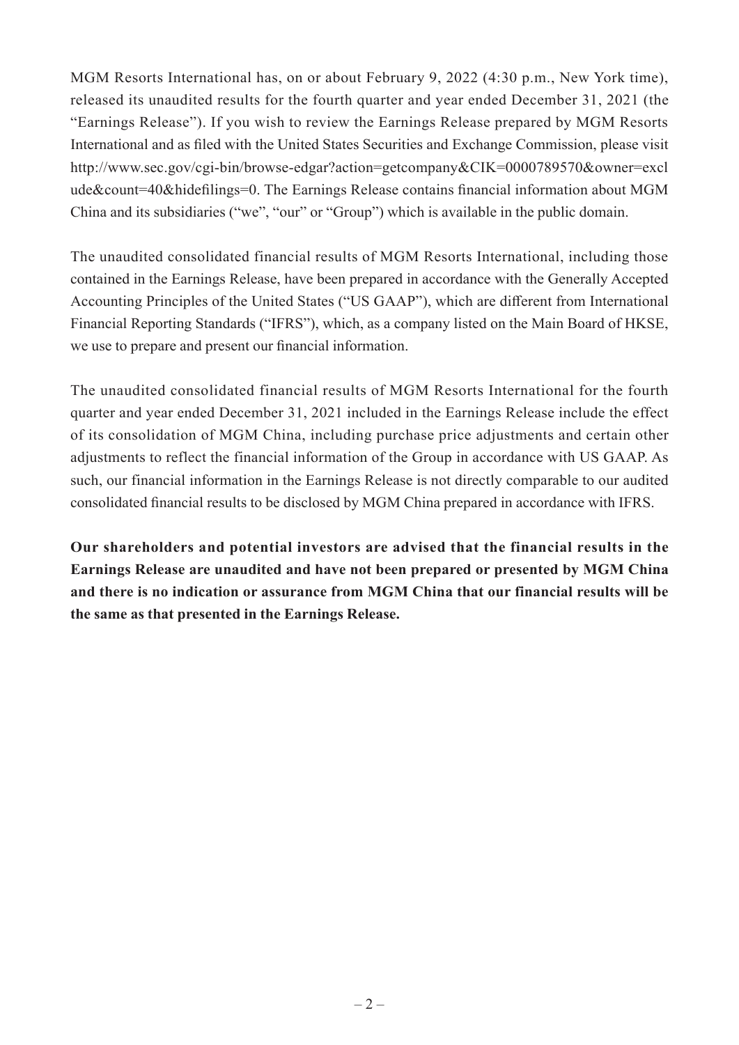MGM Resorts International has, on or about February 9, 2022 (4:30 p.m., New York time), released its unaudited results for the fourth quarter and year ended December 31, 2021 (the "Earnings Release"). If you wish to review the Earnings Release prepared by MGM Resorts International and as filed with the United States Securities and Exchange Commission, please visit http://www.sec.gov/cgi-bin/browse-edgar?action=getcompany&CIK=0000789570&owner=exclude&count=40&hidefilings=0. The Earnings Release contains financial information about MGM China and its subsidiaries ("we", "our" or "Group") which is available in the public domain.

The unaudited consolidated financial results of MGM Resorts International, including those contained in the Earnings Release, have been prepared in accordance with the Generally Accepted Accounting Principles of the United States ("US GAAP"), which are different from International Financial Reporting Standards ("IFRS"), which, as a company listed on the Main Board of HKSE, we use to prepare and present our financial information.

The unaudited consolidated financial results of MGM Resorts International for the fourth quarter and year ended December 31, 2021 included in the Earnings Release include the effect of its consolidation of MGM China, including purchase price adjustments and certain other adjustments to reflect the financial information of the Group in accordance with US GAAP. As such, our financial information in the Earnings Release is not directly comparable to our audited consolidated financial results to be disclosed by MGM China prepared in accordance with IFRS.

**Our shareholders and potential investors are advised that the financial results in the Earnings Release are unaudited and have not been prepared or presented by MGM China and there is no indication or assurance from MGM China that our financial results will be the same as that presented in the Earnings Release.**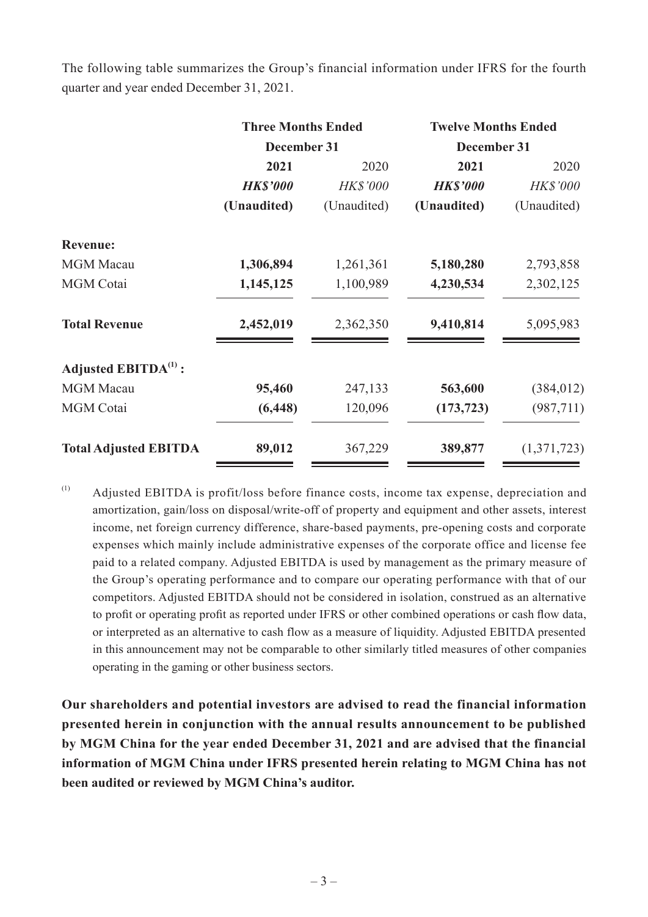The following table summarizes the Group's financial information under IFRS for the fourth quarter and year ended December 31, 2021.

| | Three Months Ended December 31 | | Twelve Months Ended December 31 | |
|---|---|---|---|---|
| | **2021** | 2020 | **2021** | 2020 |
| | ***HK$'000*** | *HK$'000* | ***HK$'000*** | *HK$'000* |
| | **(Unaudited)** | (Unaudited) | **(Unaudited)** | (Unaudited) |
| **Revenue:** | | | | |
| MGM Macau | **1,306,894** | 1,261,361 | **5,180,280** | 2,793,858 |
| MGM Cotai | **1,145,125** | 1,100,989 | **4,230,534** | 2,302,125 |
| **Total Revenue** | **2,452,019** | 2,362,350 | **9,410,814** | 5,095,983 |
| **Adjusted EBITDA[1] :** | | | | |
| MGM Macau | **95,460** | 247,133 | **563,600** | (384,012) |
| MGM Cotai | **(6,448)** | 120,096 | **(173,723)** | (987,711) |
| **Total Adjusted EBITDA** | **89,012** | 367,229 | **389,877** | (1,371,723) |

[1] Adjusted EBITDA is profit/loss before finance costs, income tax expense, depreciation and amortization, gain/loss on disposal/write-off of property and equipment and other assets, interest income, net foreign currency difference, share-based payments, pre-opening costs and corporate expenses which mainly include administrative expenses of the corporate office and license fee paid to a related company. Adjusted EBITDA is used by management as the primary measure of the Group's operating performance and to compare our operating performance with that of our competitors. Adjusted EBITDA should not be considered in isolation, construed as an alternative to profit or operating profit as reported under IFRS or other combined operations or cash flow data, or interpreted as an alternative to cash flow as a measure of liquidity. Adjusted EBITDA presented in this announcement may not be comparable to other similarly titled measures of other companies operating in the gaming or other business sectors.

**Our shareholders and potential investors are advised to read the financial information presented herein in conjunction with the annual results announcement to be published by MGM China for the year ended December 31, 2021 and are advised that the financial information of MGM China under IFRS presented herein relating to MGM China has not been audited or reviewed by MGM China's auditor.**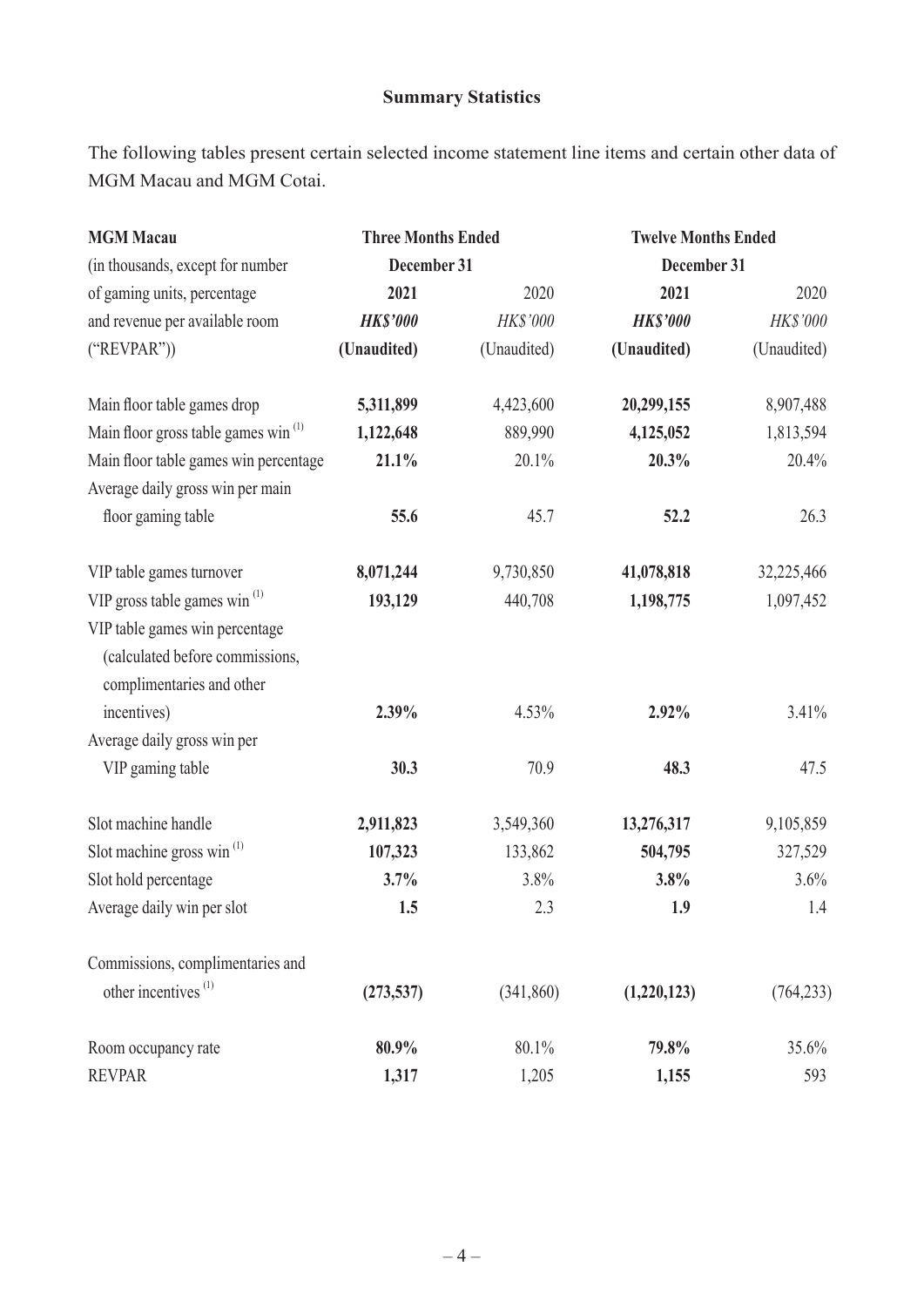## Summary Statistics

The following tables present certain selected income statement line items and certain other data of MGM Macau and MGM Cotai.

| **MGM Macau** (in thousands, except for number of gaming units, percentage and revenue per available room ("REVPAR")) | **Three Months Ended December 31** | | **Twelve Months Ended December 31** | |
|---|---|---|---|---|
| | **2021** | 2020 | **2021** | 2020 |
| | ***HK$'000*** | *HK$'000* | ***HK$'000*** | *HK$'000* |
| | **(Unaudited)** | (Unaudited) | **(Unaudited)** | (Unaudited) |
| Main floor table games drop | **5,311,899** | 4,423,600 | **20,299,155** | 8,907,488 |
| Main floor gross table games win [(1)] | **1,122,648** | 889,990 | **4,125,052** | 1,813,594 |
| Main floor table games win percentage | **21.1%** | 20.1% | **20.3%** | 20.4% |
| Average daily gross win per main floor gaming table | **55.6** | 45.7 | **52.2** | 26.3 |
| VIP table games turnover | **8,071,244** | 9,730,850 | **41,078,818** | 32,225,466 |
| VIP gross table games win [(1)] | **193,129** | 440,708 | **1,198,775** | 1,097,452 |
| VIP table games win percentage (calculated before commissions, complimentaries and other incentives) | **2.39%** | 4.53% | **2.92%** | 3.41% |
| Average daily gross win per VIP gaming table | **30.3** | 70.9 | **48.3** | 47.5 |
| Slot machine handle | **2,911,823** | 3,549,360 | **13,276,317** | 9,105,859 |
| Slot machine gross win [(1)] | **107,323** | 133,862 | **504,795** | 327,529 |
| Slot hold percentage | **3.7%** | 3.8% | **3.8%** | 3.6% |
| Average daily win per slot | **1.5** | 2.3 | **1.9** | 1.4 |
| Commissions, complimentaries and other incentives [(1)] | **(273,537)** | (341,860) | **(1,220,123)** | (764,233) |
| Room occupancy rate | **80.9%** | 80.1% | **79.8%** | 35.6% |
| REVPAR | **1,317** | 1,205 | **1,155** | 593 |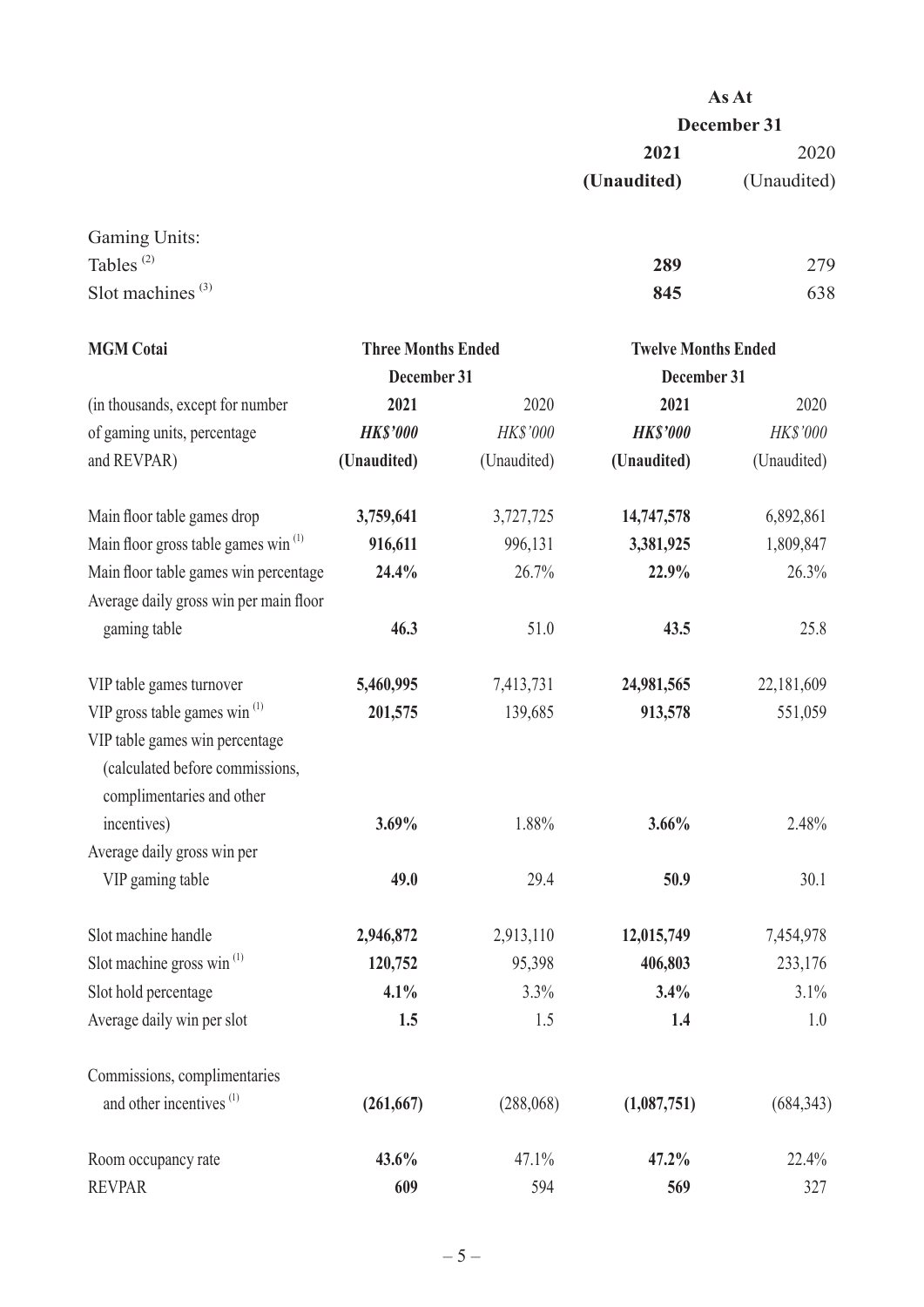| | As At December 31 | |
|---|---|---|
| | **2021** | 2020 |
| | **(Unaudited)** | (Unaudited) |
| Gaming Units: | | |
| Tables [(2)] | **289** | 279 |
| Slot machines [(3)] | **845** | 638 |

| **MGM Cotai** | **Three Months Ended December 31** | | **Twelve Months Ended December 31** | |
|---|---|---|---|---|
| (in thousands, except for number of gaming units, percentage and REVPAR) | **2021** | 2020 | **2021** | 2020 |
| | ***HK$'000*** | *HK$'000* | ***HK$'000*** | *HK$'000* |
| | **(Unaudited)** | (Unaudited) | **(Unaudited)** | (Unaudited) |
| Main floor table games drop | **3,759,641** | 3,727,725 | **14,747,578** | 6,892,861 |
| Main floor gross table games win [(1)] | **916,611** | 996,131 | **3,381,925** | 1,809,847 |
| Main floor table games win percentage | **24.4%** | 26.7% | **22.9%** | 26.3% |
| Average daily gross win per main floor gaming table | **46.3** | 51.0 | **43.5** | 25.8 |
| VIP table games turnover | **5,460,995** | 7,413,731 | **24,981,565** | 22,181,609 |
| VIP gross table games win [(1)] | **201,575** | 139,685 | **913,578** | 551,059 |
| VIP table games win percentage (calculated before commissions, complimentaries and other incentives) | **3.69%** | 1.88% | **3.66%** | 2.48% |
| Average daily gross win per VIP gaming table | **49.0** | 29.4 | **50.9** | 30.1 |
| Slot machine handle | **2,946,872** | 2,913,110 | **12,015,749** | 7,454,978 |
| Slot machine gross win [(1)] | **120,752** | 95,398 | **406,803** | 233,176 |
| Slot hold percentage | **4.1%** | 3.3% | **3.4%** | 3.1% |
| Average daily win per slot | **1.5** | 1.5 | **1.4** | 1.0 |
| Commissions, complimentaries and other incentives [(1)] | **(261,667)** | (288,068) | **(1,087,751)** | (684,343) |
| Room occupancy rate | **43.6%** | 47.1% | **47.2%** | 22.4% |
| REVPAR | **609** | 594 | **569** | 327 |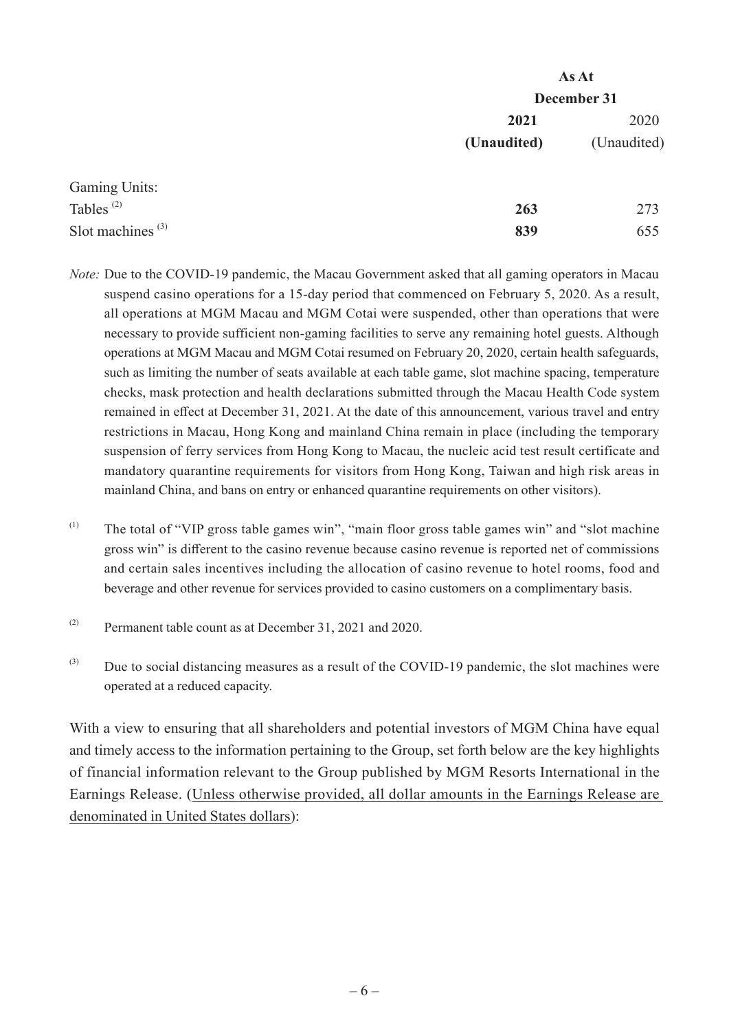| | As At December 31 | |
|---|---|---|
| | **2021** | 2020 |
| | **(Unaudited)** | (Unaudited) |
| Gaming Units: | | |
| Tables [(2)] | **263** | 273 |
| Slot machines [(3)] | **839** | 655 |

*Note:* Due to the COVID-19 pandemic, the Macau Government asked that all gaming operators in Macau suspend casino operations for a 15-day period that commenced on February 5, 2020. As a result, all operations at MGM Macau and MGM Cotai were suspended, other than operations that were necessary to provide sufficient non-gaming facilities to serve any remaining hotel guests. Although operations at MGM Macau and MGM Cotai resumed on February 20, 2020, certain health safeguards, such as limiting the number of seats available at each table game, slot machine spacing, temperature checks, mask protection and health declarations submitted through the Macau Health Code system remained in effect at December 31, 2021. At the date of this announcement, various travel and entry restrictions in Macau, Hong Kong and mainland China remain in place (including the temporary suspension of ferry services from Hong Kong to Macau, the nucleic acid test result certificate and mandatory quarantine requirements for visitors from Hong Kong, Taiwan and high risk areas in mainland China, and bans on entry or enhanced quarantine requirements on other visitors).

(1) The total of "VIP gross table games win", "main floor gross table games win" and "slot machine gross win" is different to the casino revenue because casino revenue is reported net of commissions and certain sales incentives including the allocation of casino revenue to hotel rooms, food and beverage and other revenue for services provided to casino customers on a complimentary basis.

(2) Permanent table count as at December 31, 2021 and 2020.

(3) Due to social distancing measures as a result of the COVID-19 pandemic, the slot machines were operated at a reduced capacity.

With a view to ensuring that all shareholders and potential investors of MGM China have equal and timely access to the information pertaining to the Group, set forth below are the key highlights of financial information relevant to the Group published by MGM Resorts International in the Earnings Release. (<u>Unless otherwise provided, all dollar amounts in the Earnings Release are denominated in United States dollars</u>):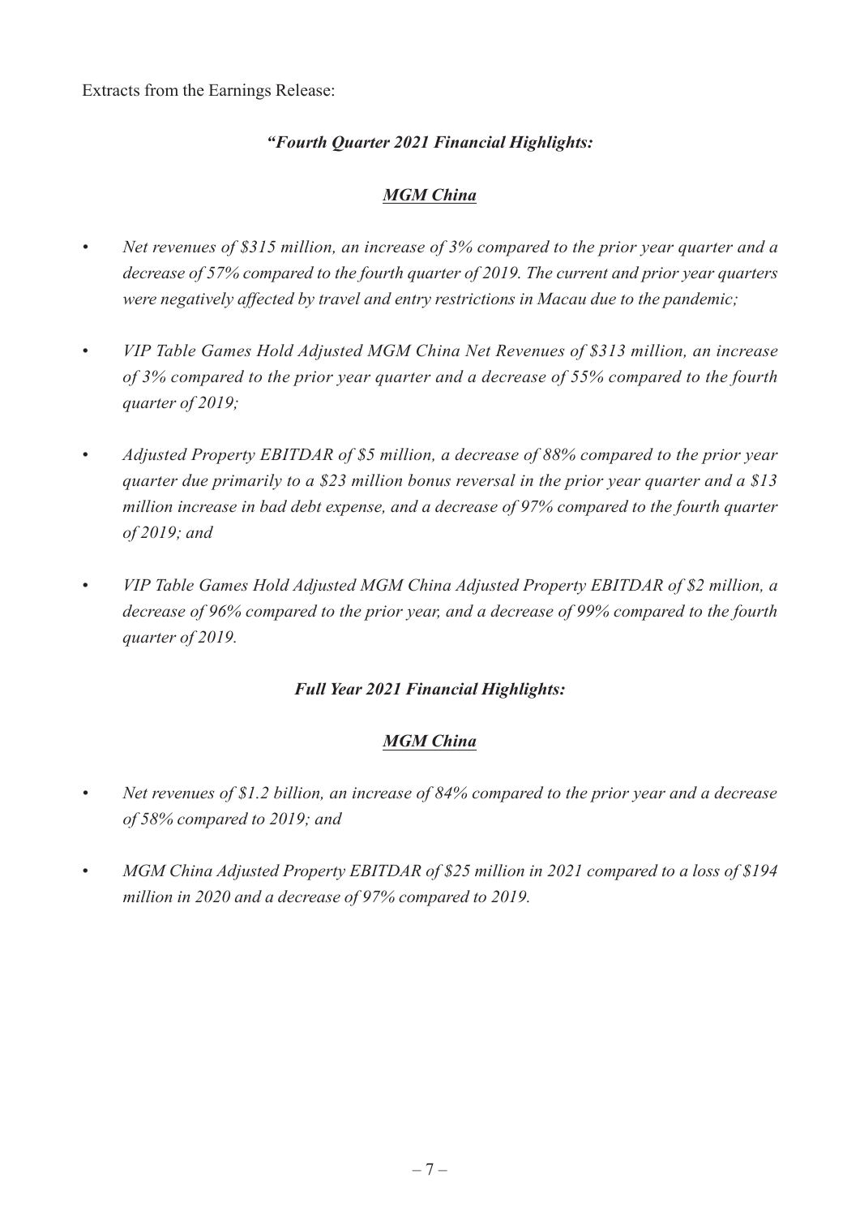Extracts from the Earnings Release:

***"Fourth Quarter 2021 Financial Highlights:***

***<u>MGM China</u>***

- *Net revenues of $315 million, an increase of 3% compared to the prior year quarter and a decrease of 57% compared to the fourth quarter of 2019. The current and prior year quarters were negatively affected by travel and entry restrictions in Macau due to the pandemic;*

- *VIP Table Games Hold Adjusted MGM China Net Revenues of $313 million, an increase of 3% compared to the prior year quarter and a decrease of 55% compared to the fourth quarter of 2019;*

- *Adjusted Property EBITDAR of $5 million, a decrease of 88% compared to the prior year quarter due primarily to a $23 million bonus reversal in the prior year quarter and a $13 million increase in bad debt expense, and a decrease of 97% compared to the fourth quarter of 2019; and*

- *VIP Table Games Hold Adjusted MGM China Adjusted Property EBITDAR of $2 million, a decrease of 96% compared to the prior year, and a decrease of 99% compared to the fourth quarter of 2019.*

***Full Year 2021 Financial Highlights:***

***<u>MGM China</u>***

- *Net revenues of $1.2 billion, an increase of 84% compared to the prior year and a decrease of 58% compared to 2019; and*

- *MGM China Adjusted Property EBITDAR of $25 million in 2021 compared to a loss of $194 million in 2020 and a decrease of 97% compared to 2019.*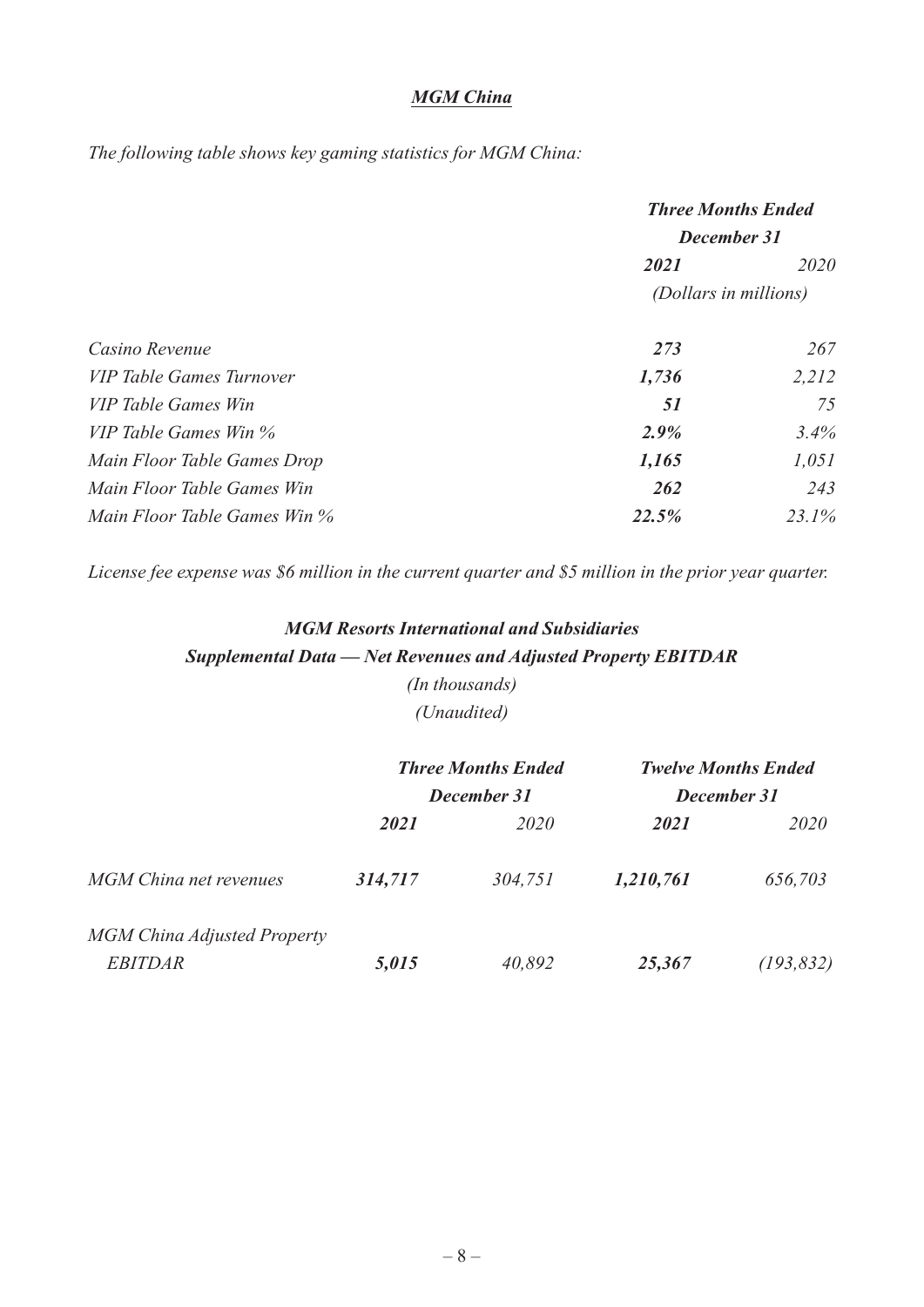### *MGM China*

*The following table shows key gaming statistics for MGM China:*

| | *Three Months Ended December 31* | |
|---|---|---|
| | ***2021*** | *2020* |
| | *(Dollars in millions)* | |
| *Casino Revenue* | ***273*** | *267* |
| *VIP Table Games Turnover* | ***1,736*** | *2,212* |
| *VIP Table Games Win* | ***51*** | *75* |
| *VIP Table Games Win %* | ***2.9%*** | *3.4%* |
| *Main Floor Table Games Drop* | ***1,165*** | *1,051* |
| *Main Floor Table Games Win* | ***262*** | *243* |
| *Main Floor Table Games Win %* | ***22.5%*** | *23.1%* |

*License fee expense was $6 million in the current quarter and $5 million in the prior year quarter.*

### *MGM Resorts International and Subsidiaries*
### *Supplemental Data — Net Revenues and Adjusted Property EBITDAR*

*(In thousands)*
*(Unaudited)*

| | *Three Months Ended December 31* | | *Twelve Months Ended December 31* | |
|---|---|---|---|---|
| | ***2021*** | *2020* | ***2021*** | *2020* |
| *MGM China net revenues* | ***314,717*** | *304,751* | ***1,210,761*** | *656,703* |
| *MGM China Adjusted Property EBITDAR* | ***5,015*** | *40,892* | ***25,367*** | *(193,832)* |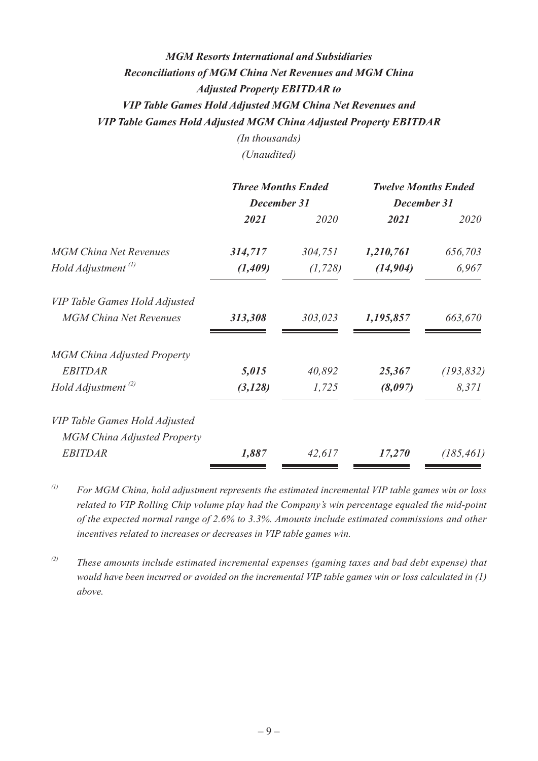***MGM Resorts International and Subsidiaries***
***Reconciliations of MGM China Net Revenues and MGM China Adjusted Property EBITDAR to VIP Table Games Hold Adjusted MGM China Net Revenues and VIP Table Games Hold Adjusted MGM China Adjusted Property EBITDAR***

*(In thousands)*
*(Unaudited)*

| | *Three Months Ended December 31* | | *Twelve Months Ended December 31* | |
|---|---|---|---|---|
| | ***2021*** | *2020* | ***2021*** | *2020* |
| *MGM China Net Revenues* | ***314,717*** | *304,751* | ***1,210,761*** | *656,703* |
| *Hold Adjustment* [(1)] | ***(1,409)*** | *(1,728)* | ***(14,904)*** | *6,967* |
| *VIP Table Games Hold Adjusted MGM China Net Revenues* | ***313,308*** | *303,023* | ***1,195,857*** | *663,670* |
| *MGM China Adjusted Property EBITDAR* | ***5,015*** | *40,892* | ***25,367*** | *(193,832)* |
| *Hold Adjustment* [(2)] | ***(3,128)*** | *1,725* | ***(8,097)*** | *8,371* |
| *VIP Table Games Hold Adjusted MGM China Adjusted Property EBITDAR* | ***1,887*** | *42,617* | ***17,270*** | *(185,461)* |

*(1) For MGM China, hold adjustment represents the estimated incremental VIP table games win or loss related to VIP Rolling Chip volume play had the Company's win percentage equaled the mid-point of the expected normal range of 2.6% to 3.3%. Amounts include estimated commissions and other incentives related to increases or decreases in VIP table games win.*

*(2) These amounts include estimated incremental expenses (gaming taxes and bad debt expense) that would have been incurred or avoided on the incremental VIP table games win or loss calculated in (1) above.*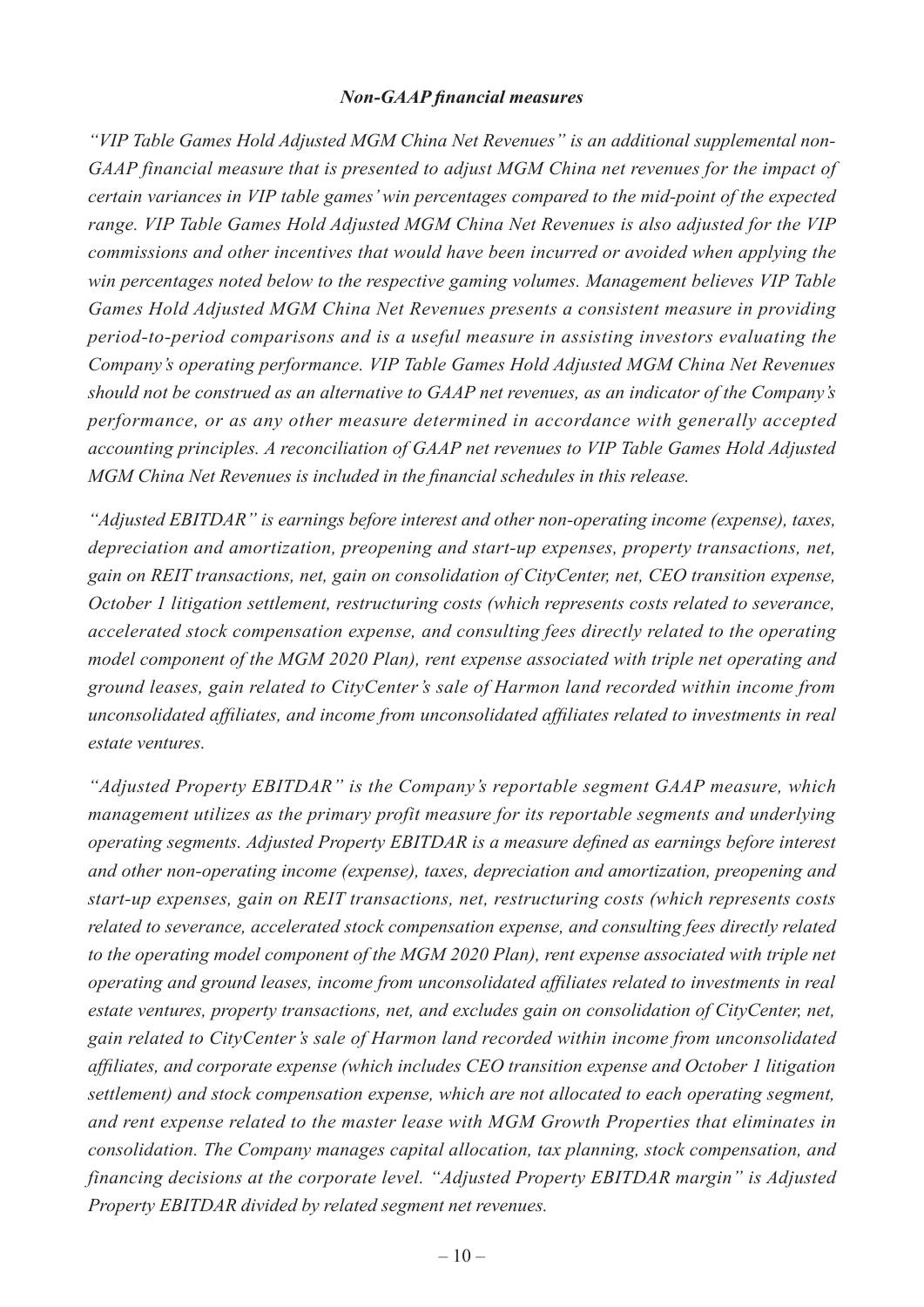***Non-GAAP financial measures***

*"VIP Table Games Hold Adjusted MGM China Net Revenues" is an additional supplemental non-GAAP financial measure that is presented to adjust MGM China net revenues for the impact of certain variances in VIP table games' win percentages compared to the mid-point of the expected range. VIP Table Games Hold Adjusted MGM China Net Revenues is also adjusted for the VIP commissions and other incentives that would have been incurred or avoided when applying the win percentages noted below to the respective gaming volumes. Management believes VIP Table Games Hold Adjusted MGM China Net Revenues presents a consistent measure in providing period-to-period comparisons and is a useful measure in assisting investors evaluating the Company's operating performance. VIP Table Games Hold Adjusted MGM China Net Revenues should not be construed as an alternative to GAAP net revenues, as an indicator of the Company's performance, or as any other measure determined in accordance with generally accepted accounting principles. A reconciliation of GAAP net revenues to VIP Table Games Hold Adjusted MGM China Net Revenues is included in the financial schedules in this release.*

*"Adjusted EBITDAR" is earnings before interest and other non-operating income (expense), taxes, depreciation and amortization, preopening and start-up expenses, property transactions, net, gain on REIT transactions, net, gain on consolidation of CityCenter, net, CEO transition expense, October 1 litigation settlement, restructuring costs (which represents costs related to severance, accelerated stock compensation expense, and consulting fees directly related to the operating model component of the MGM 2020 Plan), rent expense associated with triple net operating and ground leases, gain related to CityCenter's sale of Harmon land recorded within income from unconsolidated affiliates, and income from unconsolidated affiliates related to investments in real estate ventures.*

*"Adjusted Property EBITDAR" is the Company's reportable segment GAAP measure, which management utilizes as the primary profit measure for its reportable segments and underlying operating segments. Adjusted Property EBITDAR is a measure defined as earnings before interest and other non-operating income (expense), taxes, depreciation and amortization, preopening and start-up expenses, gain on REIT transactions, net, restructuring costs (which represents costs related to severance, accelerated stock compensation expense, and consulting fees directly related to the operating model component of the MGM 2020 Plan), rent expense associated with triple net operating and ground leases, income from unconsolidated affiliates related to investments in real estate ventures, property transactions, net, and excludes gain on consolidation of CityCenter, net, gain related to CityCenter's sale of Harmon land recorded within income from unconsolidated affiliates, and corporate expense (which includes CEO transition expense and October 1 litigation settlement) and stock compensation expense, which are not allocated to each operating segment, and rent expense related to the master lease with MGM Growth Properties that eliminates in consolidation. The Company manages capital allocation, tax planning, stock compensation, and financing decisions at the corporate level. "Adjusted Property EBITDAR margin" is Adjusted Property EBITDAR divided by related segment net revenues.*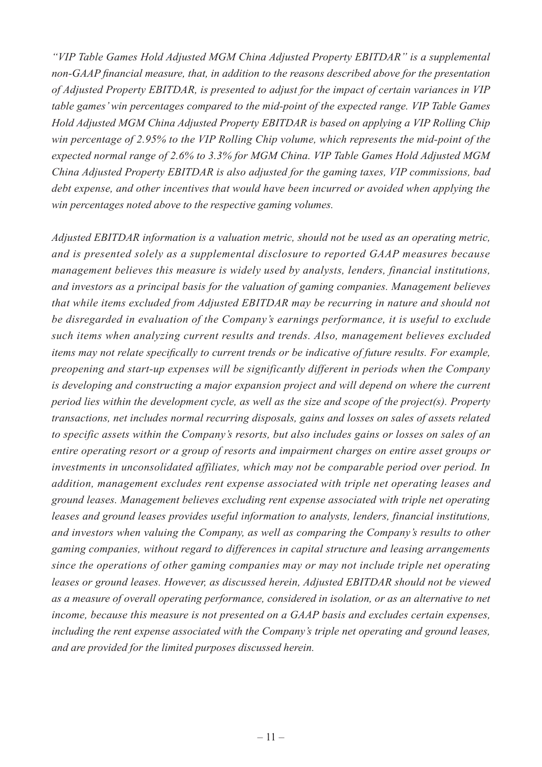*"VIP Table Games Hold Adjusted MGM China Adjusted Property EBITDAR" is a supplemental non-GAAP financial measure, that, in addition to the reasons described above for the presentation of Adjusted Property EBITDAR, is presented to adjust for the impact of certain variances in VIP table games' win percentages compared to the mid-point of the expected range. VIP Table Games Hold Adjusted MGM China Adjusted Property EBITDAR is based on applying a VIP Rolling Chip win percentage of 2.95% to the VIP Rolling Chip volume, which represents the mid-point of the expected normal range of 2.6% to 3.3% for MGM China. VIP Table Games Hold Adjusted MGM China Adjusted Property EBITDAR is also adjusted for the gaming taxes, VIP commissions, bad debt expense, and other incentives that would have been incurred or avoided when applying the win percentages noted above to the respective gaming volumes.*

*Adjusted EBITDAR information is a valuation metric, should not be used as an operating metric, and is presented solely as a supplemental disclosure to reported GAAP measures because management believes this measure is widely used by analysts, lenders, financial institutions, and investors as a principal basis for the valuation of gaming companies. Management believes that while items excluded from Adjusted EBITDAR may be recurring in nature and should not be disregarded in evaluation of the Company's earnings performance, it is useful to exclude such items when analyzing current results and trends. Also, management believes excluded items may not relate specifically to current trends or be indicative of future results. For example, preopening and start-up expenses will be significantly different in periods when the Company is developing and constructing a major expansion project and will depend on where the current period lies within the development cycle, as well as the size and scope of the project(s). Property transactions, net includes normal recurring disposals, gains and losses on sales of assets related to specific assets within the Company's resorts, but also includes gains or losses on sales of an entire operating resort or a group of resorts and impairment charges on entire asset groups or investments in unconsolidated affiliates, which may not be comparable period over period. In addition, management excludes rent expense associated with triple net operating leases and ground leases. Management believes excluding rent expense associated with triple net operating leases and ground leases provides useful information to analysts, lenders, financial institutions, and investors when valuing the Company, as well as comparing the Company's results to other gaming companies, without regard to differences in capital structure and leasing arrangements since the operations of other gaming companies may or may not include triple net operating leases or ground leases. However, as discussed herein, Adjusted EBITDAR should not be viewed as a measure of overall operating performance, considered in isolation, or as an alternative to net income, because this measure is not presented on a GAAP basis and excludes certain expenses, including the rent expense associated with the Company's triple net operating and ground leases, and are provided for the limited purposes discussed herein.*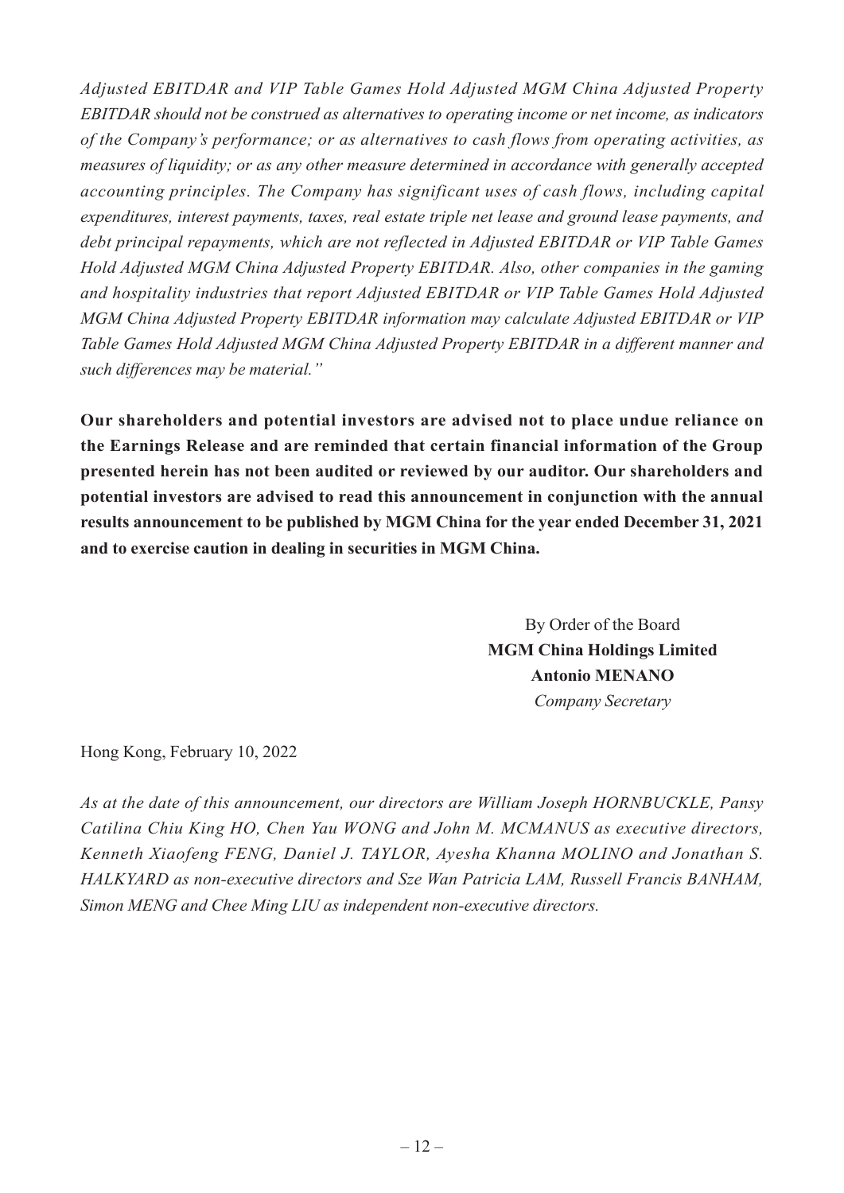*Adjusted EBITDAR and VIP Table Games Hold Adjusted MGM China Adjusted Property EBITDAR should not be construed as alternatives to operating income or net income, as indicators of the Company's performance; or as alternatives to cash flows from operating activities, as measures of liquidity; or as any other measure determined in accordance with generally accepted accounting principles. The Company has significant uses of cash flows, including capital expenditures, interest payments, taxes, real estate triple net lease and ground lease payments, and debt principal repayments, which are not reflected in Adjusted EBITDAR or VIP Table Games Hold Adjusted MGM China Adjusted Property EBITDAR. Also, other companies in the gaming and hospitality industries that report Adjusted EBITDAR or VIP Table Games Hold Adjusted MGM China Adjusted Property EBITDAR information may calculate Adjusted EBITDAR or VIP Table Games Hold Adjusted MGM China Adjusted Property EBITDAR in a different manner and such differences may be material."*

**Our shareholders and potential investors are advised not to place undue reliance on the Earnings Release and are reminded that certain financial information of the Group presented herein has not been audited or reviewed by our auditor. Our shareholders and potential investors are advised to read this announcement in conjunction with the annual results announcement to be published by MGM China for the year ended December 31, 2021 and to exercise caution in dealing in securities in MGM China.**

By Order of the Board
**MGM China Holdings Limited**
**Antonio MENANO**
*Company Secretary*

Hong Kong, February 10, 2022

*As at the date of this announcement, our directors are William Joseph HORNBUCKLE, Pansy Catilina Chiu King HO, Chen Yau WONG and John M. MCMANUS as executive directors, Kenneth Xiaofeng FENG, Daniel J. TAYLOR, Ayesha Khanna MOLINO and Jonathan S. HALKYARD as non-executive directors and Sze Wan Patricia LAM, Russell Francis BANHAM, Simon MENG and Chee Ming LIU as independent non-executive directors.*